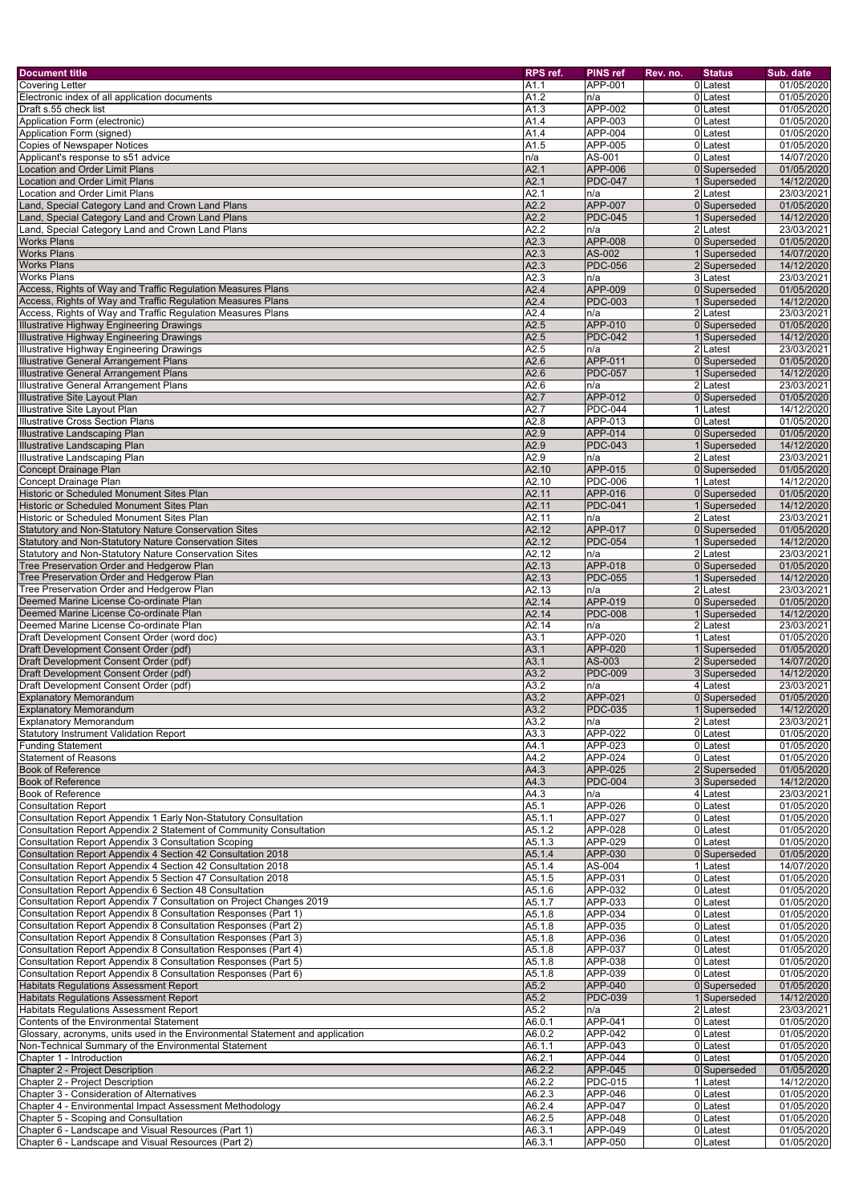| Document title | RPS ref. | PINS ref | Rev. no. | Status | Sub. date |
|---|---|---|---|---|---|
| Covering Letter | A1.1 | APP-001 | 0 | Latest | 01/05/2020 |
| Electronic index of all application documents | A1.2 | n/a | 0 | Latest | 01/05/2020 |
| Draft s.55 check list | A1.3 | APP-002 | 0 | Latest | 01/05/2020 |
| Application Form (electronic) | A1.4 | APP-003 | 0 | Latest | 01/05/2020 |
| Application Form (signed) | A1.4 | APP-004 | 0 | Latest | 01/05/2020 |
| Copies of Newspaper Notices | A1.5 | APP-005 | 0 | Latest | 01/05/2020 |
| Applicant's response to s51 advice | n/a | AS-001 | 0 | Latest | 14/07/2020 |
| Location and Order Limit Plans | A2.1 | APP-006 | 0 | Superseded | 01/05/2020 |
| Location and Order Limit Plans | A2.1 | PDC-047 | 1 | Superseded | 14/12/2020 |
| Location and Order Limit Plans | A2.1 | n/a | 2 | Latest | 23/03/2021 |
| Land, Special Category Land and Crown Land Plans | A2.2 | APP-007 | 0 | Superseded | 01/05/2020 |
| Land, Special Category Land and Crown Land Plans | A2.2 | PDC-045 | 1 | Superseded | 14/12/2020 |
| Land, Special Category Land and Crown Land Plans | A2.2 | n/a | 2 | Latest | 23/03/2021 |
| Works Plans | A2.3 | APP-008 | 0 | Superseded | 01/05/2020 |
| Works Plans | A2.3 | AS-002 | 1 | Superseded | 14/07/2020 |
| Works Plans | A2.3 | PDC-056 | 2 | Superseded | 14/12/2020 |
| Works Plans | A2.3 | n/a | 3 | Latest | 23/03/2021 |
| Access, Rights of Way and Traffic Regulation Measures Plans | A2.4 | APP-009 | 0 | Superseded | 01/05/2020 |
| Access, Rights of Way and Traffic Regulation Measures Plans | A2.4 | PDC-003 | 1 | Superseded | 14/12/2020 |
| Access, Rights of Way and Traffic Regulation Measures Plans | A2.4 | n/a | 2 | Latest | 23/03/2021 |
| Illustrative Highway Engineering Drawings | A2.5 | APP-010 | 0 | Superseded | 01/05/2020 |
| Illustrative Highway Engineering Drawings | A2.5 | PDC-042 | 1 | Superseded | 14/12/2020 |
| Illustrative Highway Engineering Drawings | A2.5 | n/a | 2 | Latest | 23/03/2021 |
| Illustrative General Arrangement Plans | A2.6 | APP-011 | 0 | Superseded | 01/05/2020 |
| Illustrative General Arrangement Plans | A2.6 | PDC-057 | 1 | Superseded | 14/12/2020 |
| Illustrative General Arrangement Plans | A2.6 | n/a | 2 | Latest | 23/03/2021 |
| Illustrative Site Layout Plan | A2.7 | APP-012 | 0 | Superseded | 01/05/2020 |
| Illustrative Site Layout Plan | A2.7 | PDC-044 | 1 | Latest | 14/12/2020 |
| Illustrative Cross Section Plans | A2.8 | APP-013 | 0 | Latest | 01/05/2020 |
| Illustrative Landscaping Plan | A2.9 | APP-014 | 0 | Superseded | 01/05/2020 |
| Illustrative Landscaping Plan | A2.9 | PDC-043 | 1 | Superseded | 14/12/2020 |
| Illustrative Landscaping Plan | A2.9 | n/a | 2 | Latest | 23/03/2021 |
| Concept Drainage Plan | A2.10 | APP-015 | 0 | Superseded | 01/05/2020 |
| Concept Drainage Plan | A2.10 | PDC-006 | 1 | Latest | 14/12/2020 |
| Historic or Scheduled Monument Sites Plan | A2.11 | APP-016 | 0 | Superseded | 01/05/2020 |
| Historic or Scheduled Monument Sites Plan | A2.11 | PDC-041 | 1 | Superseded | 14/12/2020 |
| Historic or Scheduled Monument Sites Plan | A2.11 | n/a | 2 | Latest | 23/03/2021 |
| Statutory and Non-Statutory Nature Conservation Sites | A2.12 | APP-017 | 0 | Superseded | 01/05/2020 |
| Statutory and Non-Statutory Nature Conservation Sites | A2.12 | PDC-054 | 1 | Superseded | 14/12/2020 |
| Statutory and Non-Statutory Nature Conservation Sites | A2.12 | n/a | 2 | Latest | 23/03/2021 |
| Tree Preservation Order and Hedgerow Plan | A2.13 | APP-018 | 0 | Superseded | 01/05/2020 |
| Tree Preservation Order and Hedgerow Plan | A2.13 | PDC-055 | 1 | Superseded | 14/12/2020 |
| Tree Preservation Order and Hedgerow Plan | A2.13 | n/a | 2 | Latest | 23/03/2021 |
| Deemed Marine License Co-ordinate Plan | A2.14 | APP-019 | 0 | Superseded | 01/05/2020 |
| Deemed Marine License Co-ordinate Plan | A2.14 | PDC-008 | 1 | Superseded | 14/12/2020 |
| Deemed Marine License Co-ordinate Plan | A2.14 | n/a | 2 | Latest | 23/03/2021 |
| Draft Development Consent Order (word doc) | A3.1 | APP-020 | 1 | Latest | 01/05/2020 |
| Draft Development Consent Order (pdf) | A3.1 | APP-020 | 1 | Superseded | 01/05/2020 |
| Draft Development Consent Order (pdf) | A3.1 | AS-003 | 2 | Superseded | 14/07/2020 |
| Draft Development Consent Order (pdf) | A3.2 | PDC-009 | 3 | Superseded | 14/12/2020 |
| Draft Development Consent Order (pdf) | A3.2 | n/a | 4 | Latest | 23/03/2021 |
| Explanatory Memorandum | A3.2 | APP-021 | 0 | Superseded | 01/05/2020 |
| Explanatory Memorandum | A3.2 | PDC-035 | 1 | Superseded | 14/12/2020 |
| Explanatory Memorandum | A3.2 | n/a | 2 | Latest | 23/03/2021 |
| Statutory Instrument Validation Report | A3.3 | APP-022 | 0 | Latest | 01/05/2020 |
| Funding Statement | A4.1 | APP-023 | 0 | Latest | 01/05/2020 |
| Statement of Reasons | A4.2 | APP-024 | 0 | Latest | 01/05/2020 |
| Book of Reference | A4.3 | APP-025 | 2 | Superseded | 01/05/2020 |
| Book of Reference | A4.3 | PDC-004 | 3 | Superseded | 14/12/2020 |
| Book of Reference | A4.3 | n/a | 4 | Latest | 23/03/2021 |
| Consultation Report | A5.1 | APP-026 | 0 | Latest | 01/05/2020 |
| Consultation Report Appendix 1 Early Non-Statutory Consultation | A5.1.1 | APP-027 | 0 | Latest | 01/05/2020 |
| Consultation Report Appendix 2 Statement of Community Consultation | A5.1.2 | APP-028 | 0 | Latest | 01/05/2020 |
| Consultation Report Appendix 3 Consultation Scoping | A5.1.3 | APP-029 | 0 | Latest | 01/05/2020 |
| Consultation Report Appendix 4 Section 42 Consultation 2018 | A5.1.4 | APP-030 | 0 | Superseded | 01/05/2020 |
| Consultation Report Appendix 4 Section 42 Consultation 2018 | A5.1.4 | AS-004 | 1 | Latest | 14/07/2020 |
| Consultation Report Appendix 5 Section 47 Consultation 2018 | A5.1.5 | APP-031 | 0 | Latest | 01/05/2020 |
| Consultation Report Appendix 6 Section 48 Consultation | A5.1.6 | APP-032 | 0 | Latest | 01/05/2020 |
| Consultation Report Appendix 7 Consultation on Project Changes 2019 | A5.1.7 | APP-033 | 0 | Latest | 01/05/2020 |
| Consultation Report Appendix 8 Consultation Responses (Part 1) | A5.1.8 | APP-034 | 0 | Latest | 01/05/2020 |
| Consultation Report Appendix 8 Consultation Responses (Part 2) | A5.1.8 | APP-035 | 0 | Latest | 01/05/2020 |
| Consultation Report Appendix 8 Consultation Responses (Part 3) | A5.1.8 | APP-036 | 0 | Latest | 01/05/2020 |
| Consultation Report Appendix 8 Consultation Responses (Part 4) | A5.1.8 | APP-037 | 0 | Latest | 01/05/2020 |
| Consultation Report Appendix 8 Consultation Responses (Part 5) | A5.1.8 | APP-038 | 0 | Latest | 01/05/2020 |
| Consultation Report Appendix 8 Consultation Responses (Part 6) | A5.1.8 | APP-039 | 0 | Latest | 01/05/2020 |
| Habitats Regulations Assessment Report | A5.2 | APP-040 | 0 | Superseded | 01/05/2020 |
| Habitats Regulations Assessment Report | A5.2 | PDC-039 | 1 | Superseded | 14/12/2020 |
| Habitats Regulations Assessment Report | A5.2 | n/a | 2 | Latest | 23/03/2021 |
| Contents of the Environmental Statement | A6.0.1 | APP-041 | 0 | Latest | 01/05/2020 |
| Glossary, acronyms, units used in the Environmental Statement and application | A6.0.2 | APP-042 | 0 | Latest | 01/05/2020 |
| Non-Technical Summary of the Environmental Statement | A6.1.1 | APP-043 | 0 | Latest | 01/05/2020 |
| Chapter 1 - Introduction | A6.2.1 | APP-044 | 0 | Latest | 01/05/2020 |
| Chapter 2 - Project Description | A6.2.2 | APP-045 | 0 | Superseded | 01/05/2020 |
| Chapter 2 - Project Description | A6.2.2 | PDC-015 | 1 | Latest | 14/12/2020 |
| Chapter 3 - Consideration of Alternatives | A6.2.3 | APP-046 | 0 | Latest | 01/05/2020 |
| Chapter 4 - Environmental Impact Assessment Methodology | A6.2.4 | APP-047 | 0 | Latest | 01/05/2020 |
| Chapter 5 - Scoping and Consultation | A6.2.5 | APP-048 | 0 | Latest | 01/05/2020 |
| Chapter 6 - Landscape and Visual Resources (Part 1) | A6.3.1 | APP-049 | 0 | Latest | 01/05/2020 |
| Chapter 6 - Landscape and Visual Resources (Part 2) | A6.3.1 | APP-050 | 0 | Latest | 01/05/2020 |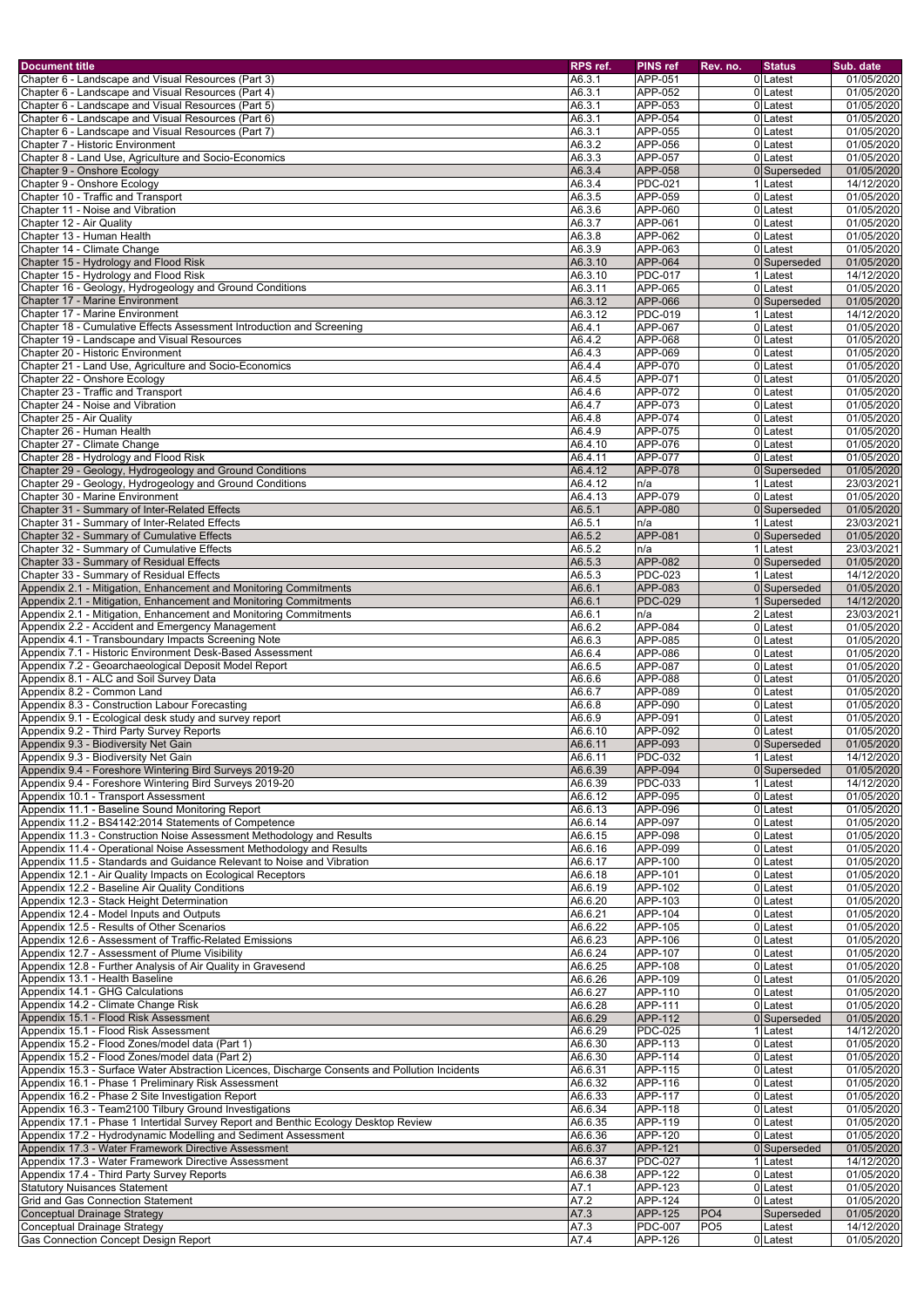| Document title | RPS ref. | PINS ref | Rev. no. | Status | Sub. date |
|---|---|---|---|---|---|
| Chapter 6 - Landscape and Visual Resources (Part 3) | A6.3.1 | APP-051 | 0 | Latest | 01/05/2020 |
| Chapter 6 - Landscape and Visual Resources (Part 4) | A6.3.1 | APP-052 | 0 | Latest | 01/05/2020 |
| Chapter 6 - Landscape and Visual Resources (Part 5) | A6.3.1 | APP-053 | 0 | Latest | 01/05/2020 |
| Chapter 6 - Landscape and Visual Resources (Part 6) | A6.3.1 | APP-054 | 0 | Latest | 01/05/2020 |
| Chapter 6 - Landscape and Visual Resources (Part 7) | A6.3.1 | APP-055 | 0 | Latest | 01/05/2020 |
| Chapter 7 - Historic Environment | A6.3.2 | APP-056 | 0 | Latest | 01/05/2020 |
| Chapter 8 - Land Use, Agriculture and Socio-Economics | A6.3.3 | APP-057 | 0 | Latest | 01/05/2020 |
| Chapter 9 - Onshore Ecology | A6.3.4 | APP-058 | 0 | Superseded | 01/05/2020 |
| Chapter 9 - Onshore Ecology | A6.3.4 | PDC-021 | 1 | Latest | 14/12/2020 |
| Chapter 10 - Traffic and Transport | A6.3.5 | APP-059 | 0 | Latest | 01/05/2020 |
| Chapter 11 - Noise and Vibration | A6.3.6 | APP-060 | 0 | Latest | 01/05/2020 |
| Chapter 12 - Air Quality | A6.3.7 | APP-061 | 0 | Latest | 01/05/2020 |
| Chapter 13 - Human Health | A6.3.8 | APP-062 | 0 | Latest | 01/05/2020 |
| Chapter 14 - Climate Change | A6.3.9 | APP-063 | 0 | Latest | 01/05/2020 |
| Chapter 15 - Hydrology and Flood Risk | A6.3.10 | APP-064 | 0 | Superseded | 01/05/2020 |
| Chapter 15 - Hydrology and Flood Risk | A6.3.10 | PDC-017 | 1 | Latest | 14/12/2020 |
| Chapter 16 - Geology, Hydrogeology and Ground Conditions | A6.3.11 | APP-065 | 0 | Latest | 01/05/2020 |
| Chapter 17 - Marine Environment | A6.3.12 | APP-066 | 0 | Superseded | 01/05/2020 |
| Chapter 17 - Marine Environment | A6.3.12 | PDC-019 | 1 | Latest | 14/12/2020 |
| Chapter 18 - Cumulative Effects Assessment Introduction and Screening | A6.4.1 | APP-067 | 0 | Latest | 01/05/2020 |
| Chapter 19 - Landscape and Visual Resources | A6.4.2 | APP-068 | 0 | Latest | 01/05/2020 |
| Chapter 20 - Historic Environment | A6.4.3 | APP-069 | 0 | Latest | 01/05/2020 |
| Chapter 21 - Land Use, Agriculture and Socio-Economics | A6.4.4 | APP-070 | 0 | Latest | 01/05/2020 |
| Chapter 22 - Onshore Ecology | A6.4.5 | APP-071 | 0 | Latest | 01/05/2020 |
| Chapter 23 - Traffic and Transport | A6.4.6 | APP-072 | 0 | Latest | 01/05/2020 |
| Chapter 24 - Noise and Vibration | A6.4.7 | APP-073 | 0 | Latest | 01/05/2020 |
| Chapter 25 - Air Quality | A6.4.8 | APP-074 | 0 | Latest | 01/05/2020 |
| Chapter 26 - Human Health | A6.4.9 | APP-075 | 0 | Latest | 01/05/2020 |
| Chapter 27 - Climate Change | A6.4.10 | APP-076 | 0 | Latest | 01/05/2020 |
| Chapter 28 - Hydrology and Flood Risk | A6.4.11 | APP-077 | 0 | Latest | 01/05/2020 |
| Chapter 29 - Geology, Hydrogeology and Ground Conditions | A6.4.12 | APP-078 | 0 | Superseded | 01/05/2020 |
| Chapter 29 - Geology, Hydrogeology and Ground Conditions | A6.4.12 | n/a | 1 | Latest | 23/03/2021 |
| Chapter 30 - Marine Environment | A6.4.13 | APP-079 | 0 | Latest | 01/05/2020 |
| Chapter 31 - Summary of Inter-Related Effects | A6.5.1 | APP-080 | 0 | Superseded | 01/05/2020 |
| Chapter 31 - Summary of Inter-Related Effects | A6.5.1 | n/a | 1 | Latest | 23/03/2021 |
| Chapter 32 - Summary of Cumulative Effects | A6.5.2 | APP-081 | 0 | Superseded | 01/05/2020 |
| Chapter 32 - Summary of Cumulative Effects | A6.5.2 | n/a | 1 | Latest | 23/03/2021 |
| Chapter 33 - Summary of Residual Effects | A6.5.3 | APP-082 | 0 | Superseded | 01/05/2020 |
| Chapter 33 - Summary of Residual Effects | A6.5.3 | PDC-023 | 1 | Latest | 14/12/2020 |
| Appendix 2.1 - Mitigation, Enhancement and Monitoring Commitments | A6.6.1 | APP-083 | 0 | Superseded | 01/05/2020 |
| Appendix 2.1 - Mitigation, Enhancement and Monitoring Commitments | A6.6.1 | PDC-029 | 1 | Superseded | 14/12/2020 |
| Appendix 2.1 - Mitigation, Enhancement and Monitoring Commitments | A6.6.1 | n/a | 2 | Latest | 23/03/2021 |
| Appendix 2.2 - Accident and Emergency Management | A6.6.2 | APP-084 | 0 | Latest | 01/05/2020 |
| Appendix 4.1 - Transboundary Impacts Screening Note | A6.6.3 | APP-085 | 0 | Latest | 01/05/2020 |
| Appendix 7.1 - Historic Environment Desk-Based Assessment | A6.6.4 | APP-086 | 0 | Latest | 01/05/2020 |
| Appendix 7.2 - Geoarchaeological Deposit Model Report | A6.6.5 | APP-087 | 0 | Latest | 01/05/2020 |
| Appendix 8.1 - ALC and Soil Survey Data | A6.6.6 | APP-088 | 0 | Latest | 01/05/2020 |
| Appendix 8.2 - Common Land | A6.6.7 | APP-089 | 0 | Latest | 01/05/2020 |
| Appendix 8.3 - Construction Labour Forecasting | A6.6.8 | APP-090 | 0 | Latest | 01/05/2020 |
| Appendix 9.1 - Ecological desk study and survey report | A6.6.9 | APP-091 | 0 | Latest | 01/05/2020 |
| Appendix 9.2 - Third Party Survey Reports | A6.6.10 | APP-092 | 0 | Latest | 01/05/2020 |
| Appendix 9.3 - Biodiversity Net Gain | A6.6.11 | APP-093 | 0 | Superseded | 01/05/2020 |
| Appendix 9.3 - Biodiversity Net Gain | A6.6.11 | PDC-032 | 1 | Latest | 14/12/2020 |
| Appendix 9.4 - Foreshore Wintering Bird Surveys 2019-20 | A6.6.39 | APP-094 | 0 | Superseded | 01/05/2020 |
| Appendix 9.4 - Foreshore Wintering Bird Surveys 2019-20 | A6.6.39 | PDC-033 | 1 | Latest | 14/12/2020 |
| Appendix 10.1 - Transport Assessment | A6.6.12 | APP-095 | 0 | Latest | 01/05/2020 |
| Appendix 11.1 - Baseline Sound Monitoring Report | A6.6.13 | APP-096 | 0 | Latest | 01/05/2020 |
| Appendix 11.2 - BS4142:2014 Statements of Competence | A6.6.14 | APP-097 | 0 | Latest | 01/05/2020 |
| Appendix 11.3 - Construction Noise Assessment Methodology and Results | A6.6.15 | APP-098 | 0 | Latest | 01/05/2020 |
| Appendix 11.4 - Operational Noise Assessment Methodology and Results | A6.6.16 | APP-099 | 0 | Latest | 01/05/2020 |
| Appendix 11.5 - Standards and Guidance Relevant to Noise and Vibration | A6.6.17 | APP-100 | 0 | Latest | 01/05/2020 |
| Appendix 12.1 - Air Quality Impacts on Ecological Receptors | A6.6.18 | APP-101 | 0 | Latest | 01/05/2020 |
| Appendix 12.2 - Baseline Air Quality Conditions | A6.6.19 | APP-102 | 0 | Latest | 01/05/2020 |
| Appendix 12.3 - Stack Height Determination | A6.6.20 | APP-103 | 0 | Latest | 01/05/2020 |
| Appendix 12.4 - Model Inputs and Outputs | A6.6.21 | APP-104 | 0 | Latest | 01/05/2020 |
| Appendix 12.5 - Results of Other Scenarios | A6.6.22 | APP-105 | 0 | Latest | 01/05/2020 |
| Appendix 12.6 - Assessment of Traffic-Related Emissions | A6.6.23 | APP-106 | 0 | Latest | 01/05/2020 |
| Appendix 12.7 - Assessment of Plume Visibility | A6.6.24 | APP-107 | 0 | Latest | 01/05/2020 |
| Appendix 12.8 - Further Analysis of Air Quality in Gravesend | A6.6.25 | APP-108 | 0 | Latest | 01/05/2020 |
| Appendix 13.1 - Health Baseline | A6.6.26 | APP-109 | 0 | Latest | 01/05/2020 |
| Appendix 14.1 - GHG Calculations | A6.6.27 | APP-110 | 0 | Latest | 01/05/2020 |
| Appendix 14.2 - Climate Change Risk | A6.6.28 | APP-111 | 0 | Latest | 01/05/2020 |
| Appendix 15.1 - Flood Risk Assessment | A6.6.29 | APP-112 | 0 | Superseded | 01/05/2020 |
| Appendix 15.1 - Flood Risk Assessment | A6.6.29 | PDC-025 | 1 | Latest | 14/12/2020 |
| Appendix 15.2 - Flood Zones/model data (Part 1) | A6.6.30 | APP-113 | 0 | Latest | 01/05/2020 |
| Appendix 15.2 - Flood Zones/model data (Part 2) | A6.6.30 | APP-114 | 0 | Latest | 01/05/2020 |
| Appendix 15.3 - Surface Water Abstraction Licences, Discharge Consents and Pollution Incidents | A6.6.31 | APP-115 | 0 | Latest | 01/05/2020 |
| Appendix 16.1 - Phase 1 Preliminary Risk Assessment | A6.6.32 | APP-116 | 0 | Latest | 01/05/2020 |
| Appendix 16.2 - Phase 2 Site Investigation Report | A6.6.33 | APP-117 | 0 | Latest | 01/05/2020 |
| Appendix 16.3 - Team2100 Tilbury Ground Investigations | A6.6.34 | APP-118 | 0 | Latest | 01/05/2020 |
| Appendix 17.1 - Phase 1 Intertidal Survey Report and Benthic Ecology Desktop Review | A6.6.35 | APP-119 | 0 | Latest | 01/05/2020 |
| Appendix 17.2 - Hydrodynamic Modelling and Sediment Assessment | A6.6.36 | APP-120 | 0 | Latest | 01/05/2020 |
| Appendix 17.3 - Water Framework Directive Assessment | A6.6.37 | APP-121 | 0 | Superseded | 01/05/2020 |
| Appendix 17.3 - Water Framework Directive Assessment | A6.6.37 | PDC-027 | 1 | Latest | 14/12/2020 |
| Appendix 17.4 - Third Party Survey Reports | A6.6.38 | APP-122 | 0 | Latest | 01/05/2020 |
| Statutory Nuisances Statement | A7.1 | APP-123 | 0 | Latest | 01/05/2020 |
| Grid and Gas Connection Statement | A7.2 | APP-124 | 0 | Latest | 01/05/2020 |
| Conceptual Drainage Strategy | A7.3 | APP-125 | PO4 | Superseded | 01/05/2020 |
| Conceptual Drainage Strategy | A7.3 | PDC-007 | PO5 | Latest | 14/12/2020 |
| Gas Connection Concept Design Report | A7.4 | APP-126 | 0 | Latest | 01/05/2020 |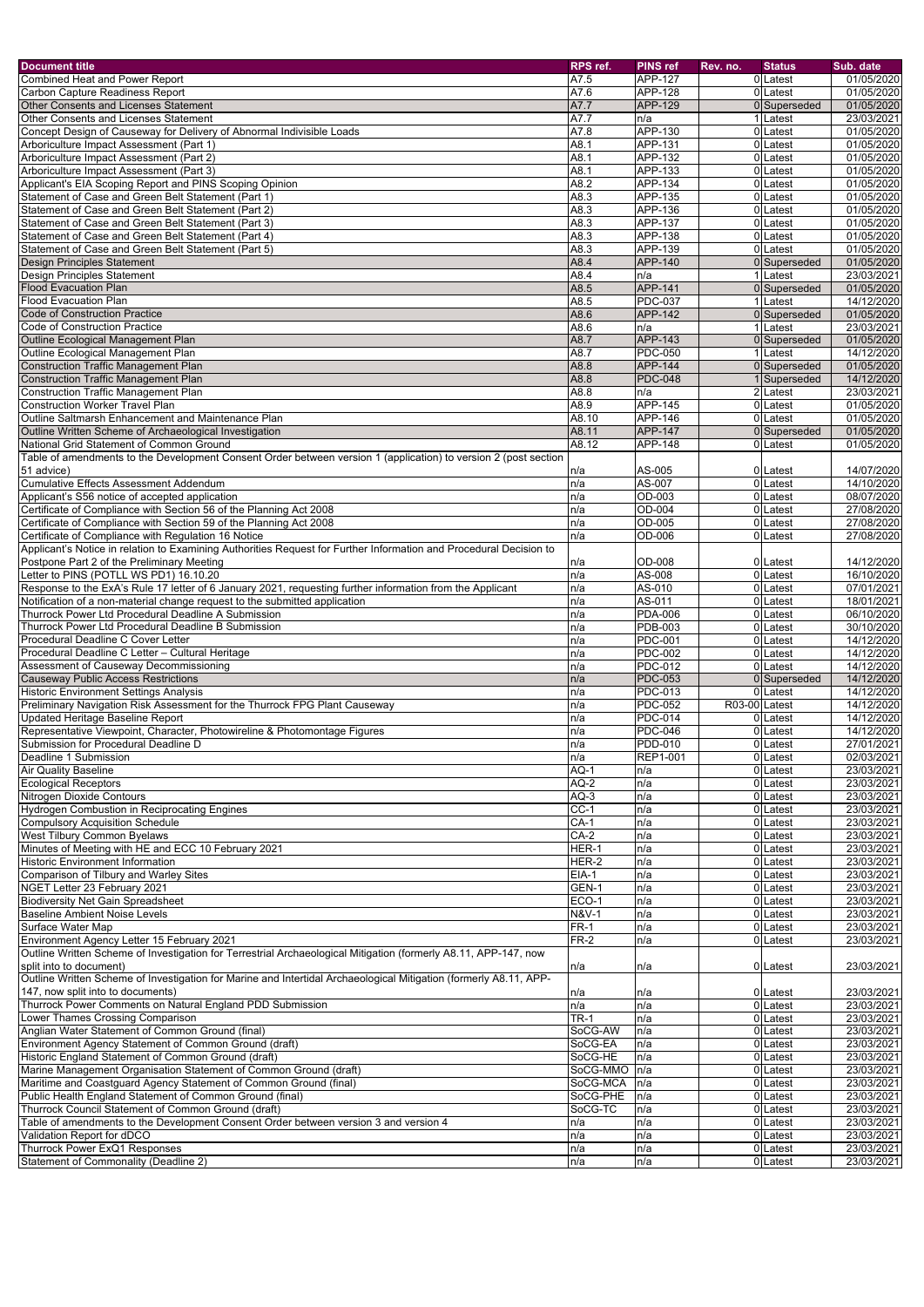| Document title | RPS ref. | PINS ref | Rev. no. | Status | Sub. date |
|---|---|---|---|---|---|
| Combined Heat and Power Report | A7.5 | APP-127 | 0 | Latest | 01/05/2020 |
| Carbon Capture Readiness Report | A7.6 | APP-128 | 0 | Latest | 01/05/2020 |
| Other Consents and Licenses Statement | A7.7 | APP-129 | 0 | Superseded | 01/05/2020 |
| Other Consents and Licenses Statement | A7.7 | n/a | 1 | Latest | 23/03/2021 |
| Concept Design of Causeway for Delivery of Abnormal Indivisible Loads | A7.8 | APP-130 | 0 | Latest | 01/05/2020 |
| Arboriculture Impact Assessment (Part 1) | A8.1 | APP-131 | 0 | Latest | 01/05/2020 |
| Arboriculture Impact Assessment (Part 2) | A8.1 | APP-132 | 0 | Latest | 01/05/2020 |
| Arboriculture Impact Assessment (Part 3) | A8.1 | APP-133 | 0 | Latest | 01/05/2020 |
| Applicant's EIA Scoping Report and PINS Scoping Opinion | A8.2 | APP-134 | 0 | Latest | 01/05/2020 |
| Statement of Case and Green Belt Statement (Part 1) | A8.3 | APP-135 | 0 | Latest | 01/05/2020 |
| Statement of Case and Green Belt Statement (Part 2) | A8.3 | APP-136 | 0 | Latest | 01/05/2020 |
| Statement of Case and Green Belt Statement (Part 3) | A8.3 | APP-137 | 0 | Latest | 01/05/2020 |
| Statement of Case and Green Belt Statement (Part 4) | A8.3 | APP-138 | 0 | Latest | 01/05/2020 |
| Statement of Case and Green Belt Statement (Part 5) | A8.3 | APP-139 | 0 | Latest | 01/05/2020 |
| Design Principles Statement | A8.4 | APP-140 | 0 | Superseded | 01/05/2020 |
| Design Principles Statement | A8.4 | n/a | 1 | Latest | 23/03/2021 |
| Flood Evacuation Plan | A8.5 | APP-141 | 0 | Superseded | 01/05/2020 |
| Flood Evacuation Plan | A8.5 | PDC-037 | 1 | Latest | 14/12/2020 |
| Code of Construction Practice | A8.6 | APP-142 | 0 | Superseded | 01/05/2020 |
| Code of Construction Practice | A8.6 | n/a | 1 | Latest | 23/03/2021 |
| Outline Ecological Management Plan | A8.7 | APP-143 | 0 | Superseded | 01/05/2020 |
| Outline Ecological Management Plan | A8.7 | PDC-050 | 1 | Latest | 14/12/2020 |
| Construction Traffic Management Plan | A8.8 | APP-144 | 0 | Superseded | 01/05/2020 |
| Construction Traffic Management Plan | A8.8 | PDC-048 | 1 | Superseded | 14/12/2020 |
| Construction Traffic Management Plan | A8.8 | n/a | 2 | Latest | 23/03/2021 |
| Construction Worker Travel Plan | A8.9 | APP-145 | 0 | Latest | 01/05/2020 |
| Outline Saltmarsh Enhancement and Maintenance Plan | A8.10 | APP-146 | 0 | Latest | 01/05/2020 |
| Outline Written Scheme of Archaeological Investigation | A8.11 | APP-147 | 0 | Superseded | 01/05/2020 |
| National Grid Statement of Common Ground | A8.12 | APP-148 | 0 | Latest | 01/05/2020 |
| Table of amendments to the Development Consent Order between version 1 (application) to version 2 (post section 51 advice) | n/a | AS-005 | 0 | Latest | 14/07/2020 |
| Cumulative Effects Assessment Addendum | n/a | AS-007 | 0 | Latest | 14/10/2020 |
| Applicant's S56 notice of accepted application | n/a | OD-003 | 0 | Latest | 08/07/2020 |
| Certificate of Compliance with Section 56 of the Planning Act 2008 | n/a | OD-004 | 0 | Latest | 27/08/2020 |
| Certificate of Compliance with Section 59 of the Planning Act 2008 | n/a | OD-005 | 0 | Latest | 27/08/2020 |
| Certificate of Compliance with Regulation 16 Notice | n/a | OD-006 | 0 | Latest | 27/08/2020 |
| Applicant's Notice in relation to Examining Authorities Request for Further Information and Procedural Decision to Postpone Part 2 of the Preliminary Meeting | n/a | OD-008 | 0 | Latest | 14/12/2020 |
| Letter to PINS (POTLL WS PD1) 16.10.20 | n/a | AS-008 | 0 | Latest | 16/10/2020 |
| Response to the ExA's Rule 17 letter of 6 January 2021, requesting further information from the Applicant | n/a | AS-010 | 0 | Latest | 07/01/2021 |
| Notification of a non-material change request to the submitted application | n/a | AS-011 | 0 | Latest | 18/01/2021 |
| Thurrock Power Ltd Procedural Deadline A Submission | n/a | PDA-006 | 0 | Latest | 06/10/2020 |
| Thurrock Power Ltd Procedural Deadline B Submission | n/a | PDB-003 | 0 | Latest | 30/10/2020 |
| Procedural Deadline C Cover Letter | n/a | PDC-001 | 0 | Latest | 14/12/2020 |
| Procedural Deadline C Letter – Cultural Heritage | n/a | PDC-002 | 0 | Latest | 14/12/2020 |
| Assessment of Causeway Decommissioning | n/a | PDC-012 | 0 | Latest | 14/12/2020 |
| Causeway Public Access Restrictions | n/a | PDC-053 | 0 | Superseded | 14/12/2020 |
| Historic Environment Settings Analysis | n/a | PDC-013 | 0 | Latest | 14/12/2020 |
| Preliminary Navigation Risk Assessment for the Thurrock FPG Plant Causeway | n/a | PDC-052 | R03-00 | Latest | 14/12/2020 |
| Updated Heritage Baseline Report | n/a | PDC-014 | 0 | Latest | 14/12/2020 |
| Representative Viewpoint, Character, Photowireline & Photomontage Figures | n/a | PDC-046 | 0 | Latest | 14/12/2020 |
| Submission for Procedural Deadline D | n/a | PDD-010 | 0 | Latest | 27/01/2021 |
| Deadline 1 Submission | n/a | REP1-001 | 0 | Latest | 02/03/2021 |
| Air Quality Baseline | AQ-1 | n/a | 0 | Latest | 23/03/2021 |
| Ecological Receptors | AQ-2 | n/a | 0 | Latest | 23/03/2021 |
| Nitrogen Dioxide Contours | AQ-3 | n/a | 0 | Latest | 23/03/2021 |
| Hydrogen Combustion in Reciprocating Engines | CC-1 | n/a | 0 | Latest | 23/03/2021 |
| Compulsory Acquisition Schedule | CA-1 | n/a | 0 | Latest | 23/03/2021 |
| West Tilbury Common Byelaws | CA-2 | n/a | 0 | Latest | 23/03/2021 |
| Minutes of Meeting with HE and ECC 10 February 2021 | HER-1 | n/a | 0 | Latest | 23/03/2021 |
| Historic Environment Information | HER-2 | n/a | 0 | Latest | 23/03/2021 |
| Comparison of Tilbury and Warley Sites | EIA-1 | n/a | 0 | Latest | 23/03/2021 |
| NGET Letter 23 February 2021 | GEN-1 | n/a | 0 | Latest | 23/03/2021 |
| Biodiversity Net Gain Spreadsheet | ECO-1 | n/a | 0 | Latest | 23/03/2021 |
| Baseline Ambient Noise Levels | N&V-1 | n/a | 0 | Latest | 23/03/2021 |
| Surface Water Map | FR-1 | n/a | 0 | Latest | 23/03/2021 |
| Environment Agency Letter 15 February 2021 | FR-2 | n/a | 0 | Latest | 23/03/2021 |
| Outline Written Scheme of Investigation for Terrestrial Archaeological Mitigation (formerly A8.11, APP-147, now split into to document) | n/a | n/a | 0 | Latest | 23/03/2021 |
| Outline Written Scheme of Investigation for Marine and Intertidal Archaeological Mitigation (formerly A8.11, APP-147, now split into to documents) | n/a | n/a | 0 | Latest | 23/03/2021 |
| Thurrock Power Comments on Natural England PDD Submission | n/a | n/a | 0 | Latest | 23/03/2021 |
| Lower Thames Crossing Comparison | TR-1 | n/a | 0 | Latest | 23/03/2021 |
| Anglian Water Statement of Common Ground (final) | SoCG-AW | n/a | 0 | Latest | 23/03/2021 |
| Environment Agency Statement of Common Ground (draft) | SoCG-EA | n/a | 0 | Latest | 23/03/2021 |
| Historic England Statement of Common Ground (draft) | SoCG-HE | n/a | 0 | Latest | 23/03/2021 |
| Marine Management Organisation Statement of Common Ground (draft) | SoCG-MMO | n/a | 0 | Latest | 23/03/2021 |
| Maritime and Coastguard Agency Statement of Common Ground (final) | SoCG-MCA | n/a | 0 | Latest | 23/03/2021 |
| Public Health England Statement of Common Ground (final) | SoCG-PHE | n/a | 0 | Latest | 23/03/2021 |
| Thurrock Council Statement of Common Ground (draft) | SoCG-TC | n/a | 0 | Latest | 23/03/2021 |
| Table of amendments to the Development Consent Order between version 3 and version 4 | n/a | n/a | 0 | Latest | 23/03/2021 |
| Validation Report for dDCO | n/a | n/a | 0 | Latest | 23/03/2021 |
| Thurrock Power ExQ1 Responses | n/a | n/a | 0 | Latest | 23/03/2021 |
| Statement of Commonality (Deadline 2) | n/a | n/a | 0 | Latest | 23/03/2021 |